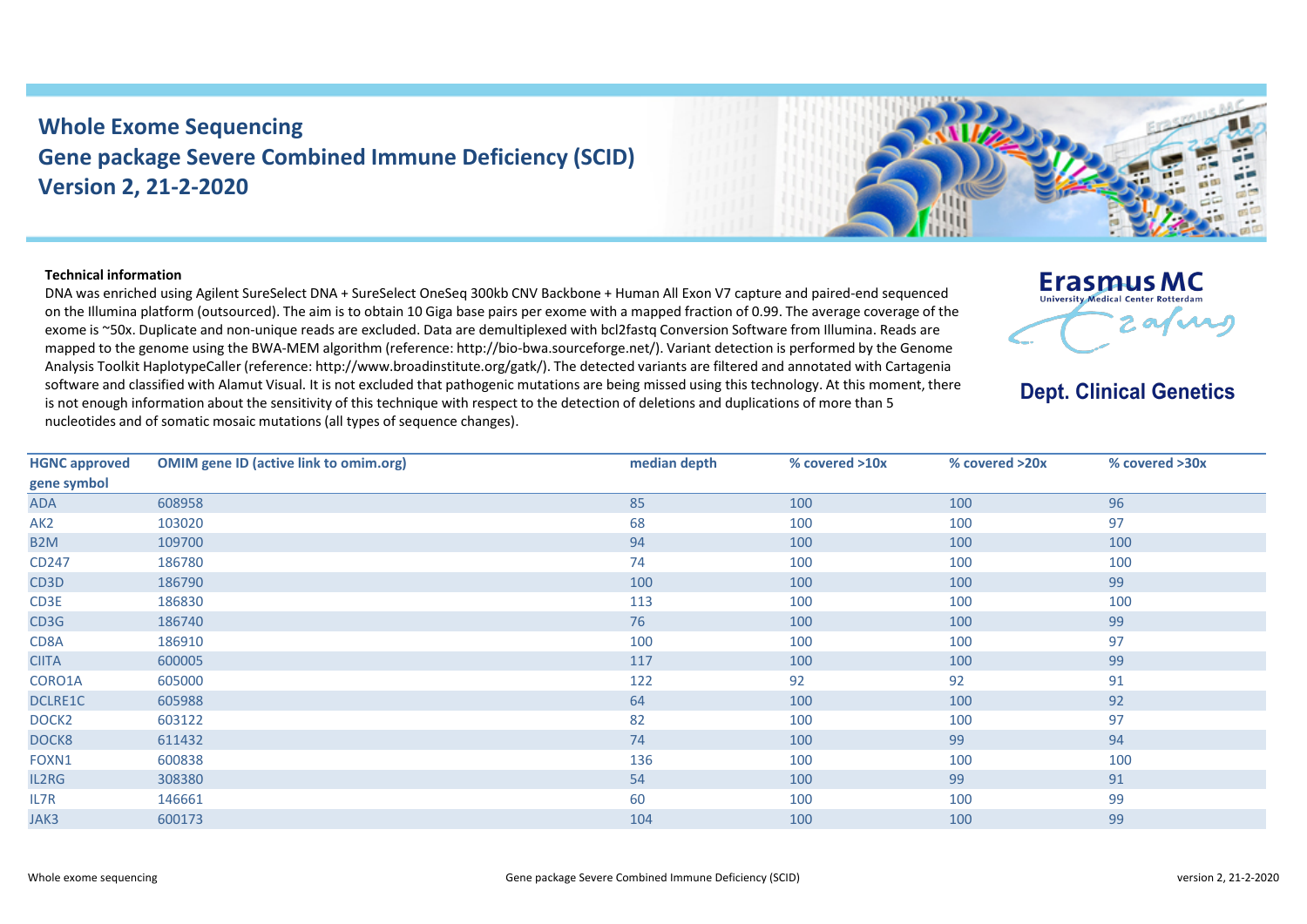# Whole Exome Sequencing
# Gene package Severe Combined Immune Deficiency (SCID)
# Version 2, 21-2-2020

Erasmus MC
University Medical Center Rotterdam

**Dept. Clinical Genetics**

**Technical information**

DNA was enriched using Agilent SureSelect DNA + SureSelect OneSeq 300kb CNV Backbone + Human All Exon V7 capture and paired-end sequenced on the Illumina platform (outsourced). The aim is to obtain 10 Giga base pairs per exome with a mapped fraction of 0.99. The average coverage of the exome is ~50x. Duplicate and non-unique reads are excluded. Data are demultiplexed with bcl2fastq Conversion Software from Illumina. Reads are mapped to the genome using the BWA-MEM algorithm (reference: http://bio-bwa.sourceforge.net/). Variant detection is performed by the Genome Analysis Toolkit HaplotypeCaller (reference: http://www.broadinstitute.org/gatk/). The detected variants are filtered and annotated with Cartagenia software and classified with Alamut Visual. It is not excluded that pathogenic mutations are being missed using this technology. At this moment, there is not enough information about the sensitivity of this technique with respect to the detection of deletions and duplications of more than 5 nucleotides and of somatic mosaic mutations (all types of sequence changes).

| HGNC approved gene symbol | OMIM gene ID (active link to omim.org) | median depth | % covered >10x | % covered >20x | % covered >30x |
|---|---|---|---|---|---|
| ADA | 608958 | 85 | 100 | 100 | 96 |
| AK2 | 103020 | 68 | 100 | 100 | 97 |
| B2M | 109700 | 94 | 100 | 100 | 100 |
| CD247 | 186780 | 74 | 100 | 100 | 100 |
| CD3D | 186790 | 100 | 100 | 100 | 99 |
| CD3E | 186830 | 113 | 100 | 100 | 100 |
| CD3G | 186740 | 76 | 100 | 100 | 99 |
| CD8A | 186910 | 100 | 100 | 100 | 97 |
| CIITA | 600005 | 117 | 100 | 100 | 99 |
| CORO1A | 605000 | 122 | 92 | 92 | 91 |
| DCLRE1C | 605988 | 64 | 100 | 100 | 92 |
| DOCK2 | 603122 | 82 | 100 | 100 | 97 |
| DOCK8 | 611432 | 74 | 100 | 99 | 94 |
| FOXN1 | 600838 | 136 | 100 | 100 | 100 |
| IL2RG | 308380 | 54 | 100 | 99 | 91 |
| IL7R | 146661 | 60 | 100 | 100 | 99 |
| JAK3 | 600173 | 104 | 100 | 100 | 99 |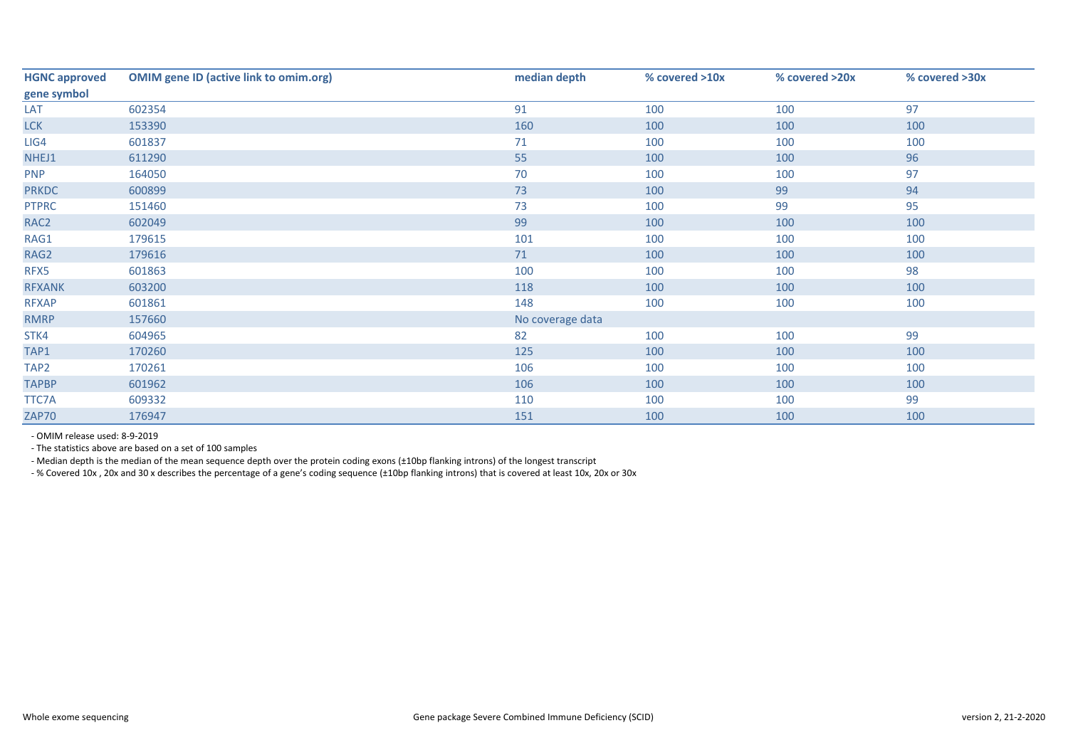| HGNC approved gene symbol | OMIM gene ID (active link to omim.org) | median depth | % covered >10x | % covered >20x | % covered >30x |
|---|---|---|---|---|---|
| LAT | 602354 | 91 | 100 | 100 | 97 |
| LCK | 153390 | 160 | 100 | 100 | 100 |
| LIG4 | 601837 | 71 | 100 | 100 | 100 |
| NHEJ1 | 611290 | 55 | 100 | 100 | 96 |
| PNP | 164050 | 70 | 100 | 100 | 97 |
| PRKDC | 600899 | 73 | 100 | 99 | 94 |
| PTPRC | 151460 | 73 | 100 | 99 | 95 |
| RAC2 | 602049 | 99 | 100 | 100 | 100 |
| RAG1 | 179615 | 101 | 100 | 100 | 100 |
| RAG2 | 179616 | 71 | 100 | 100 | 100 |
| RFX5 | 601863 | 100 | 100 | 100 | 98 |
| RFXANK | 603200 | 118 | 100 | 100 | 100 |
| RFXAP | 601861 | 148 | 100 | 100 | 100 |
| RMRP | 157660 | No coverage data | | | |
| STK4 | 604965 | 82 | 100 | 100 | 99 |
| TAP1 | 170260 | 125 | 100 | 100 | 100 |
| TAP2 | 170261 | 106 | 100 | 100 | 100 |
| TAPBP | 601962 | 106 | 100 | 100 | 100 |
| TTC7A | 609332 | 110 | 100 | 100 | 99 |
| ZAP70 | 176947 | 151 | 100 | 100 | 100 |

- OMIM release used: 8-9-2019
- The statistics above are based on a set of 100 samples
- Median depth is the median of the mean sequence depth over the protein coding exons (±10bp flanking introns) of the longest transcript
- % Covered 10x , 20x and 30 x describes the percentage of a gene's coding sequence (±10bp flanking introns) that is covered at least 10x, 20x or 30x